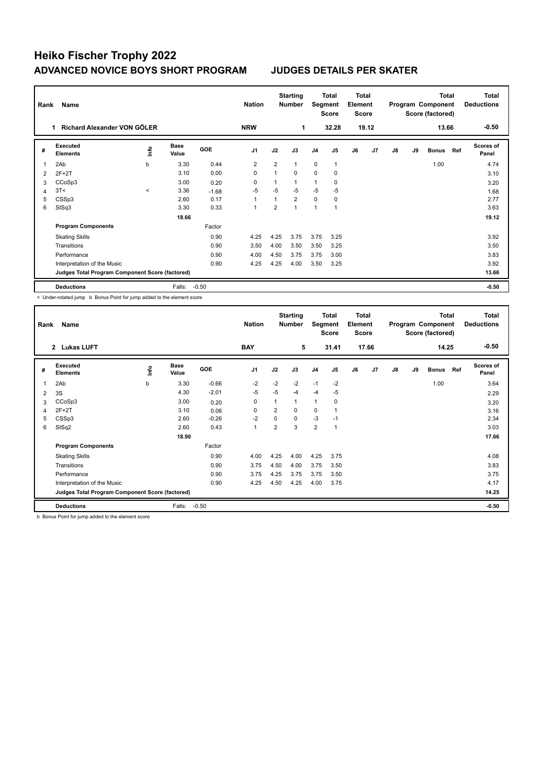# Heiko Fischer Trophy 2022

## ADVANCED NOVICE BOYS SHORT PROGRAM JUDGES DETAILS PER SKATER

| Rank | Name | Nation | Starting Number | Total Segment Score | Total Element Score | Total Program Component Score (factored) | Total Deductions |
|---|---|---|---|---|---|---|---|
| 1 | Richard Alexander VON GÖLER | NRW | 1 | 32.28 | 19.12 | 13.66 | -0.50 |

| # | Executed Elements | Info | Base Value | GOE | J1 | J2 | J3 | J4 | J5 | J6 | J7 | J8 | J9 | Bonus | Ref | Scores of Panel |
|---|---|---|---|---|---|---|---|---|---|---|---|---|---|---|---|---|
| 1 | 2Ab | b | 3.30 | 0.44 | 2 | 2 | 1 | 0 | 1 | | | | | 1.00 | | 4.74 |
| 2 | 2F+2T | | 3.10 | 0.00 | 0 | 1 | 0 | 0 | 0 | | | | | | | 3.10 |
| 3 | CCoSp3 | | 3.00 | 0.20 | 0 | 1 | 1 | 1 | 0 | | | | | | | 3.20 |
| 4 | 3T< | < | 3.36 | -1.68 | -5 | -5 | -5 | -5 | -5 | | | | | | | 1.68 |
| 5 | CSSp3 | | 2.60 | 0.17 | 1 | 1 | 2 | 0 | 0 | | | | | | | 2.77 |
| 6 | StSq3 | | 3.30 | 0.33 | 1 | 2 | 1 | 1 | 1 | | | | | | | 3.63 |
| | | | 18.66 | | | | | | | | | | | | | 19.12 |
| | **Program Components** | | | Factor | | | | | | | | | | | | |
| | Skating Skills | | | 0.90 | 4.25 | 4.25 | 3.75 | 3.75 | 3.25 | | | | | | | 3.92 |
| | Transitions | | | 0.90 | 3.50 | 4.00 | 3.50 | 3.50 | 3.25 | | | | | | | 3.50 |
| | Performance | | | 0.90 | 4.00 | 4.50 | 3.75 | 3.75 | 3.00 | | | | | | | 3.83 |
| | Interpretation of the Music | | | 0.90 | 4.25 | 4.25 | 4.00 | 3.50 | 3.25 | | | | | | | 3.92 |
| | **Judges Total Program Component Score (factored)** | | | | | | | | | | | | | | | 13.66 |
| | **Deductions** | | Falls: | -0.50 | | | | | | | | | | | | -0.50 |

< Under-rotated jump b Bonus Point for jump added to the element score

| Rank | Name | Nation | Starting Number | Total Segment Score | Total Element Score | Total Program Component Score (factored) | Total Deductions |
|---|---|---|---|---|---|---|---|
| 2 | Lukas LUFT | BAY | 5 | 31.41 | 17.66 | 14.25 | -0.50 |

| # | Executed Elements | Info | Base Value | GOE | J1 | J2 | J3 | J4 | J5 | J6 | J7 | J8 | J9 | Bonus | Ref | Scores of Panel |
|---|---|---|---|---|---|---|---|---|---|---|---|---|---|---|---|---|
| 1 | 2Ab | b | 3.30 | -0.66 | -2 | -2 | -2 | -1 | -2 | | | | | 1.00 | | 3.64 |
| 2 | 3S | | 4.30 | -2.01 | -5 | -5 | -4 | -4 | -5 | | | | | | | 2.29 |
| 3 | CCoSp3 | | 3.00 | 0.20 | 0 | 1 | 1 | 1 | 0 | | | | | | | 3.20 |
| 4 | 2F+2T | | 3.10 | 0.06 | 0 | 2 | 0 | 0 | 1 | | | | | | | 3.16 |
| 5 | CSSp3 | | 2.60 | -0.26 | -2 | 0 | 0 | -3 | -1 | | | | | | | 2.34 |
| 6 | StSq2 | | 2.60 | 0.43 | 1 | 2 | 3 | 2 | 1 | | | | | | | 3.03 |
| | | | 18.90 | | | | | | | | | | | | | 17.66 |
| | **Program Components** | | | Factor | | | | | | | | | | | | |
| | Skating Skills | | | 0.90 | 4.00 | 4.25 | 4.00 | 4.25 | 3.75 | | | | | | | 4.08 |
| | Transitions | | | 0.90 | 3.75 | 4.50 | 4.00 | 3.75 | 3.50 | | | | | | | 3.83 |
| | Performance | | | 0.90 | 3.75 | 4.25 | 3.75 | 3.75 | 3.50 | | | | | | | 3.75 |
| | Interpretation of the Music | | | 0.90 | 4.25 | 4.50 | 4.25 | 4.00 | 3.75 | | | | | | | 4.17 |
| | **Judges Total Program Component Score (factored)** | | | | | | | | | | | | | | | 14.25 |
| | **Deductions** | | Falls: | -0.50 | | | | | | | | | | | | -0.50 |

b Bonus Point for jump added to the element score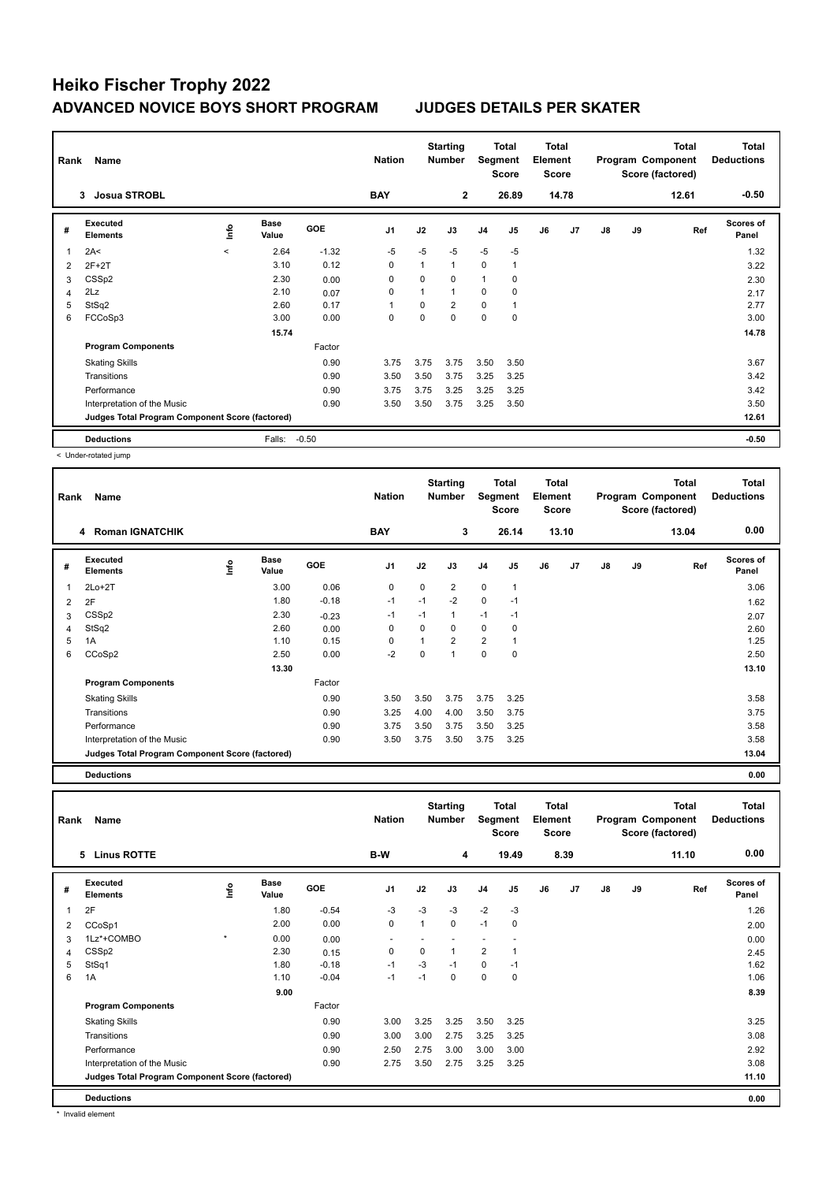# Heiko Fischer Trophy 2022

## ADVANCED NOVICE BOYS SHORT PROGRAM — JUDGES DETAILS PER SKATER

| Rank | Name | Nation | Starting Number | Total Segment Score | Total Element Score | Total Program Component Score (factored) | Total Deductions |
|---|---|---|---|---|---|---|---|
| 3 | Josua STROBL | BAY | 2 | 26.89 | 14.78 | 12.61 | -0.50 |

| # | Executed Elements | Info | Base Value | GOE | J1 | J2 | J3 | J4 | J5 | J6 | J7 | J8 | J9 | Ref | Scores of Panel |
|---|---|---|---|---|---|---|---|---|---|---|---|---|---|---|---|
| 1 | 2A< | < | 2.64 | -1.32 | -5 | -5 | -5 | -5 | -5 | | | | | | 1.32 |
| 2 | 2F+2T | | 3.10 | 0.12 | 0 | 1 | 1 | 0 | 1 | | | | | | 3.22 |
| 3 | CSSp2 | | 2.30 | 0.00 | 0 | 0 | 0 | 1 | 0 | | | | | | 2.30 |
| 4 | 2Lz | | 2.10 | 0.07 | 0 | 1 | 1 | 0 | 0 | | | | | | 2.17 |
| 5 | StSq2 | | 2.60 | 0.17 | 1 | 0 | 2 | 0 | 1 | | | | | | 2.77 |
| 6 | FCCoSp3 | | 3.00 | 0.00 | 0 | 0 | 0 | 0 | 0 | | | | | | 3.00 |
| | | | 15.74 | | | | | | | | | | | | 14.78 |
| | **Program Components** | | | Factor | | | | | | | | | | | |
| | Skating Skills | | | 0.90 | 3.75 | 3.75 | 3.75 | 3.50 | 3.50 | | | | | | 3.67 |
| | Transitions | | | 0.90 | 3.50 | 3.50 | 3.75 | 3.25 | 3.25 | | | | | | 3.42 |
| | Performance | | | 0.90 | 3.75 | 3.75 | 3.25 | 3.25 | 3.25 | | | | | | 3.42 |
| | Interpretation of the Music | | | 0.90 | 3.50 | 3.50 | 3.75 | 3.25 | 3.50 | | | | | | 3.50 |
| | **Judges Total Program Component Score (factored)** | | | | | | | | | | | | | | 12.61 |
| | **Deductions** | | Falls: | -0.50 | | | | | | | | | | | -0.50 |

< Under-rotated jump

| Rank | Name | Nation | Starting Number | Total Segment Score | Total Element Score | Total Program Component Score (factored) | Total Deductions |
|---|---|---|---|---|---|---|---|
| 4 | Roman IGNATCHIK | BAY | 3 | 26.14 | 13.10 | 13.04 | 0.00 |

| # | Executed Elements | Info | Base Value | GOE | J1 | J2 | J3 | J4 | J5 | J6 | J7 | J8 | J9 | Ref | Scores of Panel |
|---|---|---|---|---|---|---|---|---|---|---|---|---|---|---|---|
| 1 | 2Lo+2T | | 3.00 | 0.06 | 0 | 0 | 2 | 0 | 1 | | | | | | 3.06 |
| 2 | 2F | | 1.80 | -0.18 | -1 | -1 | -2 | 0 | -1 | | | | | | 1.62 |
| 3 | CSSp2 | | 2.30 | -0.23 | -1 | -1 | 1 | -1 | -1 | | | | | | 2.07 |
| 4 | StSq2 | | 2.60 | 0.00 | 0 | 0 | 0 | 0 | 0 | | | | | | 2.60 |
| 5 | 1A | | 1.10 | 0.15 | 0 | 1 | 2 | 2 | 1 | | | | | | 1.25 |
| 6 | CCoSp2 | | 2.50 | 0.00 | -2 | 0 | 1 | 0 | 0 | | | | | | 2.50 |
| | | | 13.30 | | | | | | | | | | | | 13.10 |
| | **Program Components** | | | Factor | | | | | | | | | | | |
| | Skating Skills | | | 0.90 | 3.50 | 3.50 | 3.75 | 3.75 | 3.25 | | | | | | 3.58 |
| | Transitions | | | 0.90 | 3.25 | 4.00 | 4.00 | 3.50 | 3.75 | | | | | | 3.75 |
| | Performance | | | 0.90 | 3.75 | 3.50 | 3.75 | 3.50 | 3.25 | | | | | | 3.58 |
| | Interpretation of the Music | | | 0.90 | 3.50 | 3.75 | 3.50 | 3.75 | 3.25 | | | | | | 3.58 |
| | **Judges Total Program Component Score (factored)** | | | | | | | | | | | | | | 13.04 |
| | **Deductions** | | | | | | | | | | | | | | 0.00 |

| Rank | Name | Nation | Starting Number | Total Segment Score | Total Element Score | Total Program Component Score (factored) | Total Deductions |
|---|---|---|---|---|---|---|---|
| 5 | Linus ROTTE | B-W | 4 | 19.49 | 8.39 | 11.10 | 0.00 |

| # | Executed Elements | Info | Base Value | GOE | J1 | J2 | J3 | J4 | J5 | J6 | J7 | J8 | J9 | Ref | Scores of Panel |
|---|---|---|---|---|---|---|---|---|---|---|---|---|---|---|---|
| 1 | 2F | | 1.80 | -0.54 | -3 | -3 | -3 | -2 | -3 | | | | | | 1.26 |
| 2 | CCoSp1 | | 2.00 | 0.00 | 0 | 1 | 0 | -1 | 0 | | | | | | 2.00 |
| 3 | 1Lz*+COMBO | * | 0.00 | 0.00 | - | - | - | - | - | | | | | | 0.00 |
| 4 | CSSp2 | | 2.30 | 0.15 | 0 | 0 | 1 | 2 | 1 | | | | | | 2.45 |
| 5 | StSq1 | | 1.80 | -0.18 | -1 | -3 | -1 | 0 | -1 | | | | | | 1.62 |
| 6 | 1A | | 1.10 | -0.04 | -1 | -1 | 0 | 0 | 0 | | | | | | 1.06 |
| | | | 9.00 | | | | | | | | | | | | 8.39 |
| | **Program Components** | | | Factor | | | | | | | | | | | |
| | Skating Skills | | | 0.90 | 3.00 | 3.25 | 3.25 | 3.50 | 3.25 | | | | | | 3.25 |
| | Transitions | | | 0.90 | 3.00 | 3.00 | 2.75 | 3.25 | 3.25 | | | | | | 3.08 |
| | Performance | | | 0.90 | 2.50 | 2.75 | 3.00 | 3.00 | 3.00 | | | | | | 2.92 |
| | Interpretation of the Music | | | 0.90 | 2.75 | 3.50 | 2.75 | 3.25 | 3.25 | | | | | | 3.08 |
| | **Judges Total Program Component Score (factored)** | | | | | | | | | | | | | | 11.10 |
| | **Deductions** | | | | | | | | | | | | | | 0.00 |

* Invalid element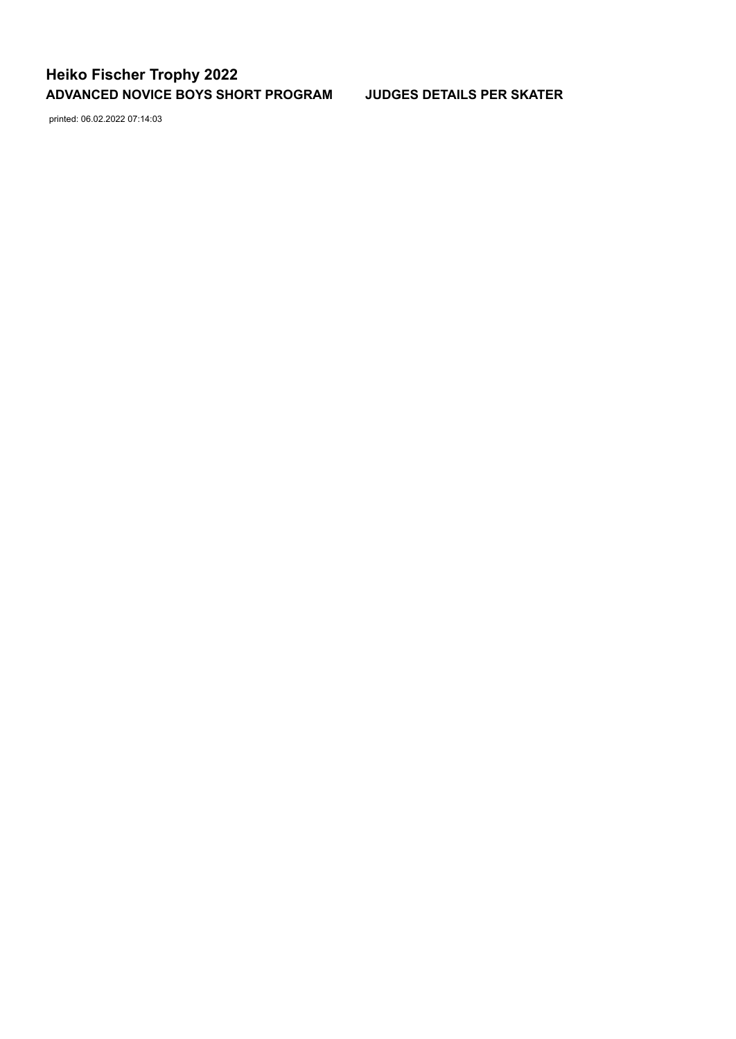# Heiko Fischer Trophy 2022

## ADVANCED NOVICE BOYS SHORT PROGRAM JUDGES DETAILS PER SKATER

printed: 06.02.2022 07:14:03